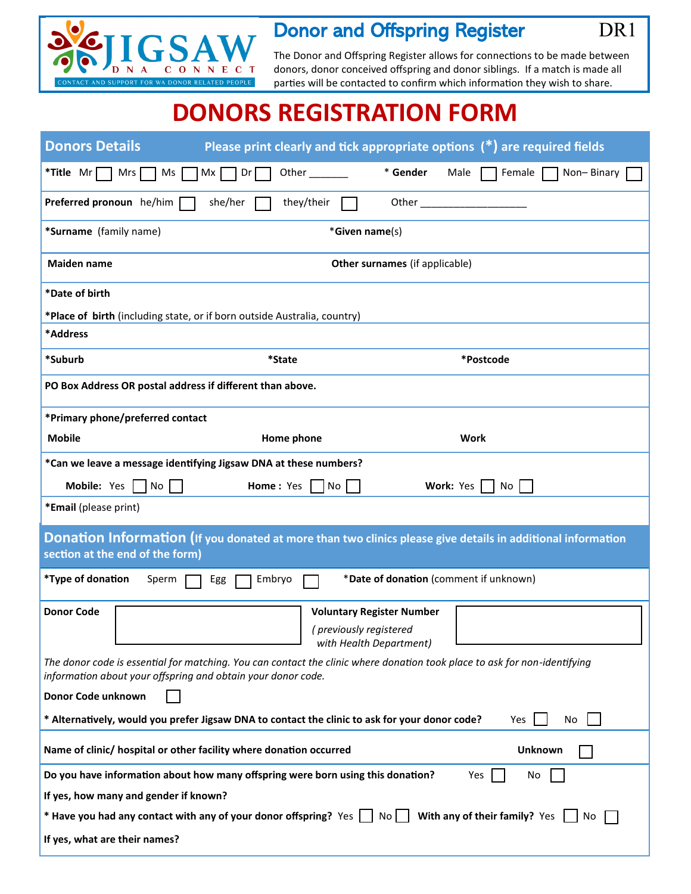JIGSAW DNA CONNECT

CONTACT AND SUPPORT FOR WA DONOR RELATED PEOPLE

# Donor and Offspring Register

DR1

The Donor and Offspring Register allows for connections to be made between donors, donor conceived offspring and donor siblings. If a match is made all parties will be contacted to confirm which information they wish to share.

# DONORS REGISTRATION FORM

## Donors Details

**Please print clearly and tick appropriate options (*) are required fields**

**\*Title** Mr ☐ Mrs ☐ Ms ☐ Mx ☐ Dr ☐ Other _______ **\* Gender** Male ☐ Female ☐ Non– Binary ☐

**Preferred pronoun** he/him ☐ she/her ☐ they/their ☐ Other ___________________

**\*Surname** (family name) **\*Given name**(s)

**Maiden name** **Other surnames** (if applicable)

**\*Date of birth**

**\*Place of birth** (including state, or if born outside Australia, country)

**\*Address**

**\*Suburb** **\*State** **\*Postcode**

**PO Box Address OR postal address if different than above.**

**\*Primary phone/preferred contact**

**Mobile** **Home phone** **Work**

**\*Can we leave a message identifying Jigsaw DNA at these numbers?**

**Mobile:** Yes ☐ No ☐ **Home :** Yes ☐ No ☐ **Work:** Yes ☐ No ☐

**\*Email** (please print)

## Donation Information (If you donated at more than two clinics please give details in additional information section at the end of the form)

**\*Type of donation** Sperm ☐ Egg ☐ Embryo ☐ \***Date of donation** (comment if unknown)

**Donor Code** ☐ **Voluntary Register Number** *( previously registered with Health Department)* ☐

*The donor code is essential for matching. You can contact the clinic where donation took place to ask for non-identifying information about your offspring and obtain your donor code.*

**Donor Code unknown** ☐

**\* Alternatively, would you prefer Jigsaw DNA to contact the clinic to ask for your donor code?** Yes ☐ No ☐

**Name of clinic/ hospital or other facility where donation occurred** **Unknown** ☐

**Do you have information about how many offspring were born using this donation?** Yes ☐ No ☐

**If yes, how many and gender if known?**

**\* Have you had any contact with any of your donor offspring?** Yes ☐ No ☐ **With any of their family?** Yes ☐ No ☐

**If yes, what are their names?**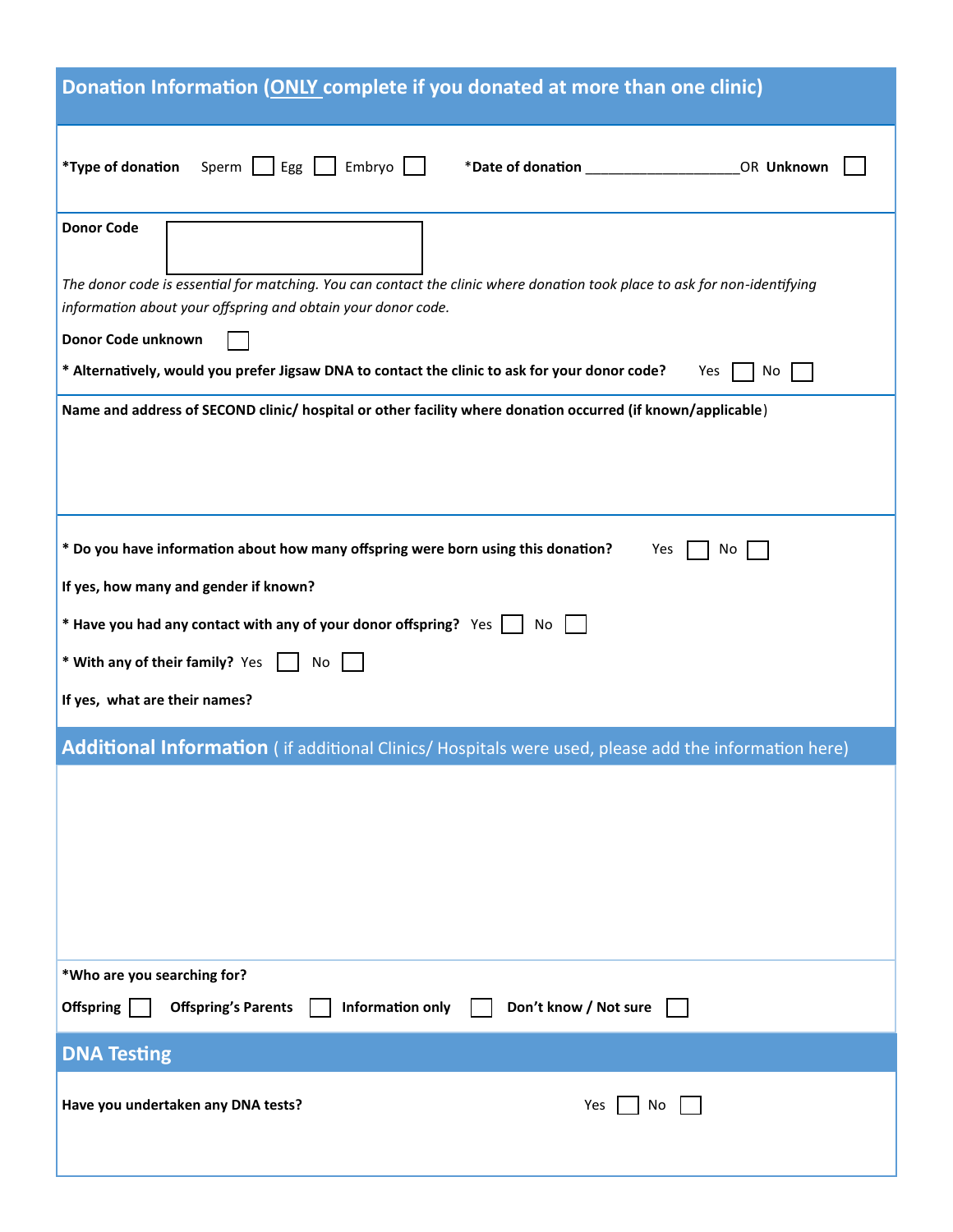## Donation Information (<u>ONLY</u> complete if you donated at more than one clinic)

***Type of donation** Sperm ☐ Egg ☐ Embryo ☐ ***Date of donation** ____________________ OR **Unknown** ☐

**Donor Code** ☐

*The donor code is essential for matching. You can contact the clinic where donation took place to ask for non-identifying information about your offspring and obtain your donor code.*

**Donor Code unknown** ☐

**\* Alternatively, would you prefer Jigsaw DNA to contact the clinic to ask for your donor code?** Yes ☐ No ☐

**Name and address of SECOND clinic/ hospital or other facility where donation occurred (if known/applicable**)

**\* Do you have information about how many offspring were born using this donation?** Yes ☐ No ☐

**If yes, how many and gender if known?**

**\* Have you had any contact with any of your donor offspring?** Yes ☐ No ☐

**\* With any of their family?** Yes ☐ No ☐

**If yes, what are their names?**

## Additional Information ( if additional Clinics/ Hospitals were used, please add the information here)

***Who are you searching for?**

**Offspring** ☐ **Offspring's Parents** ☐ **Information only** ☐ **Don't know / Not sure** ☐

## DNA Testing

**Have you undertaken any DNA tests?** Yes ☐ No ☐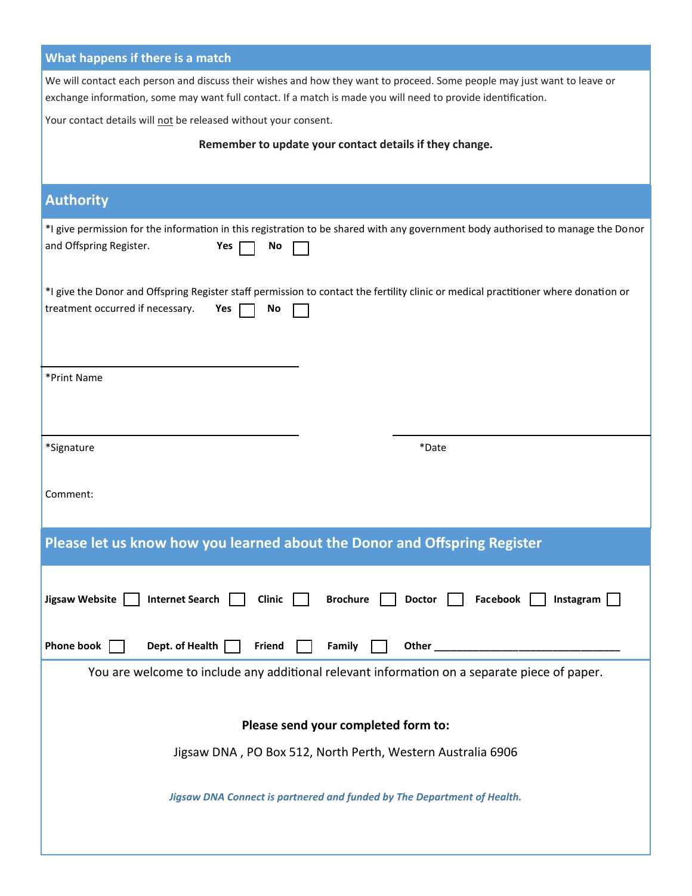## What happens if there is a match

We will contact each person and discuss their wishes and how they want to proceed. Some people may just want to leave or exchange information, some may want full contact. If a match is made you will need to provide identification.

Your contact details will not be released without your consent.

**Remember to update your contact details if they change.**

## Authority

*I give permission for the information in this registration to be shared with any government body authorised to manage the Donor and Offspring Register. **Yes** ☐ **No** ☐

*I give the Donor and Offspring Register staff permission to contact the fertility clinic or medical practitioner where donation or treatment occurred if necessary. **Yes** ☐ **No** ☐

______________________________

*Print Name

______________________________ ______________________________

*Signature *Date

Comment:

## Please let us know how you learned about the Donor and Offspring Register

**Jigsaw Website** ☐ **Internet Search** ☐ **Clinic** ☐ **Brochure** ☐ **Doctor** ☐ **Facebook** ☐ **Instagram** ☐

**Phone book** ☐ **Dept. of Health** ☐ **Friend** ☐ **Family** ☐ **Other** ______________________________

You are welcome to include any additional relevant information on a separate piece of paper.

**Please send your completed form to:**

Jigsaw DNA , PO Box 512, North Perth, Western Australia 6906

***Jigsaw DNA Connect is partnered and funded by The Department of Health.***